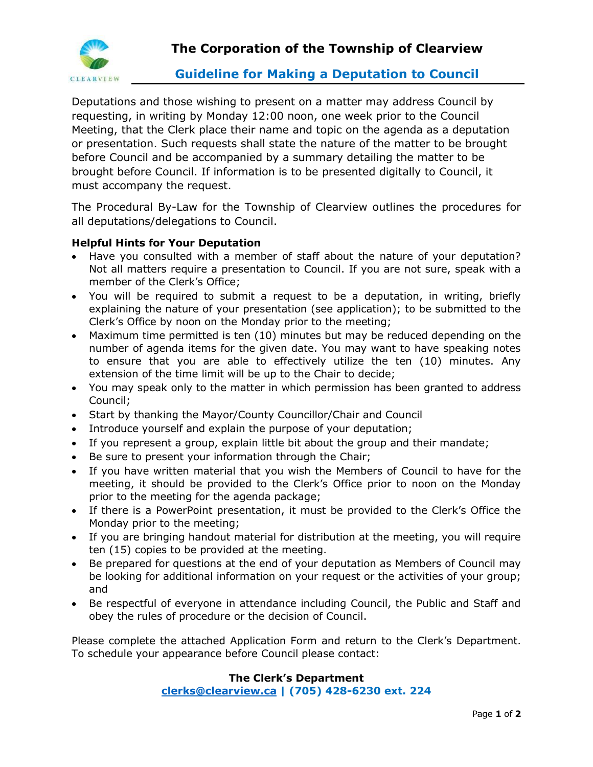# The Corporation of the Township of Clearview

## Guideline for Making a Deputation to Council

Deputations and those wishing to present on a matter may address Council by requesting, in writing by Monday 12:00 noon, one week prior to the Council Meeting, that the Clerk place their name and topic on the agenda as a deputation or presentation. Such requests shall state the nature of the matter to be brought before Council and be accompanied by a summary detailing the matter to be brought before Council. If information is to be presented digitally to Council, it must accompany the request.

The Procedural By-Law for the Township of Clearview outlines the procedures for all deputations/delegations to Council.

**Helpful Hints for Your Deputation**

- Have you consulted with a member of staff about the nature of your deputation? Not all matters require a presentation to Council. If you are not sure, speak with a member of the Clerk's Office;
- You will be required to submit a request to be a deputation, in writing, briefly explaining the nature of your presentation (see application); to be submitted to the Clerk's Office by noon on the Monday prior to the meeting;
- Maximum time permitted is ten (10) minutes but may be reduced depending on the number of agenda items for the given date. You may want to have speaking notes to ensure that you are able to effectively utilize the ten (10) minutes. Any extension of the time limit will be up to the Chair to decide;
- You may speak only to the matter in which permission has been granted to address Council;
- Start by thanking the Mayor/County Councillor/Chair and Council
- Introduce yourself and explain the purpose of your deputation;
- If you represent a group, explain little bit about the group and their mandate;
- Be sure to present your information through the Chair;
- If you have written material that you wish the Members of Council to have for the meeting, it should be provided to the Clerk's Office prior to noon on the Monday prior to the meeting for the agenda package;
- If there is a PowerPoint presentation, it must be provided to the Clerk's Office the Monday prior to the meeting;
- If you are bringing handout material for distribution at the meeting, you will require ten (15) copies to be provided at the meeting.
- Be prepared for questions at the end of your deputation as Members of Council may be looking for additional information on your request or the activities of your group; and
- Be respectful of everyone in attendance including Council, the Public and Staff and obey the rules of procedure or the decision of Council.

Please complete the attached Application Form and return to the Clerk's Department. To schedule your appearance before Council please contact:

**The Clerk's Department**
**clerks@clearview.ca | (705) 428-6230 ext. 224**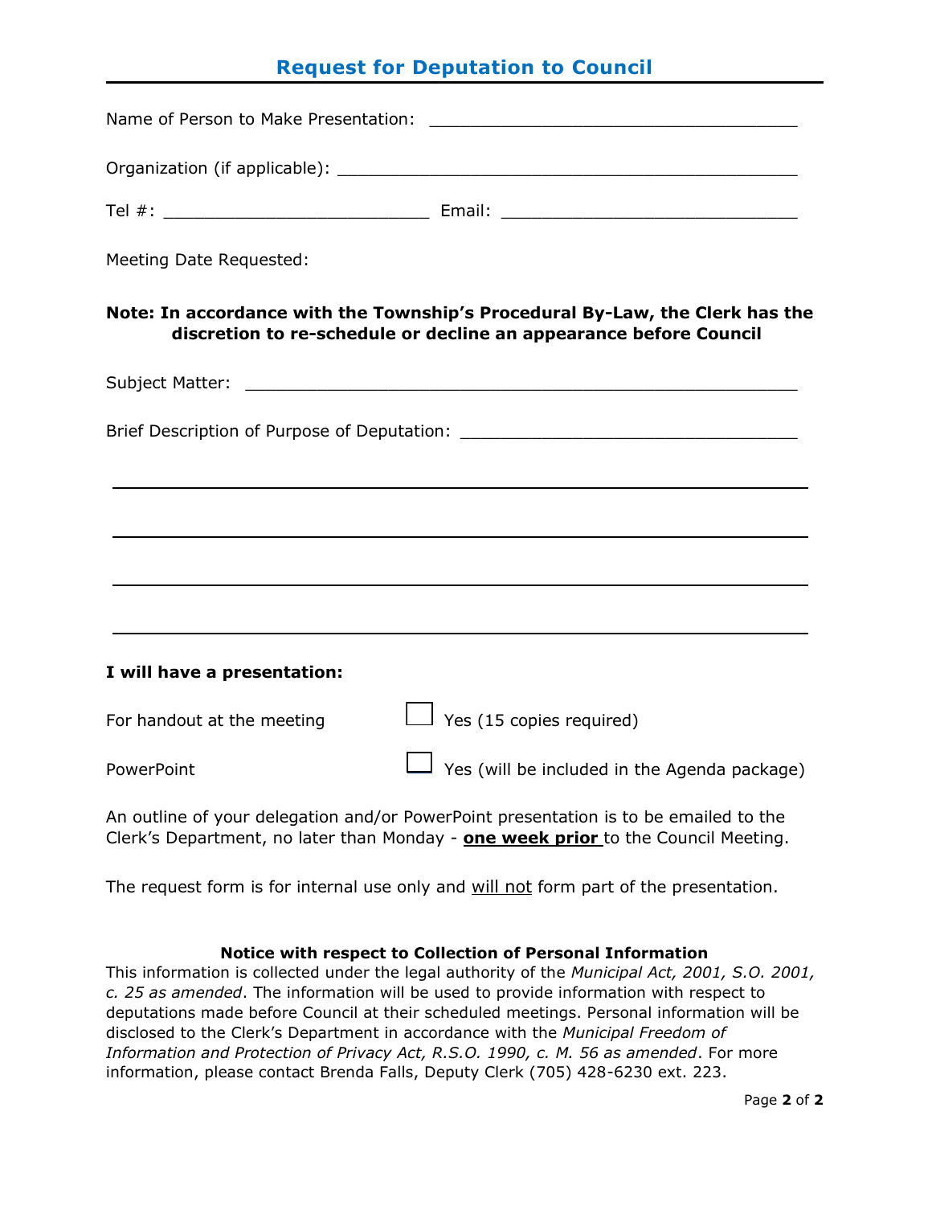## Request for Deputation to Council

Name of Person to Make Presentation: ______________________________________

Organization (if applicable): ________________________________________________

Tel #: ___________________________ Email: ______________________________

Meeting Date Requested:

**Note: In accordance with the Township's Procedural By-Law, the Clerk has the discretion to re-schedule or decline an appearance before Council**

Subject Matter: _______________________________________________________

Brief Description of Purpose of Deputation: __________________________________

______________________________________________________________________

______________________________________________________________________

______________________________________________________________________

______________________________________________________________________

**I will have a presentation:**

For handout at the meeting ☐ Yes (15 copies required)

PowerPoint ☐ Yes (will be included in the Agenda package)

An outline of your delegation and/or PowerPoint presentation is to be emailed to the Clerk's Department, no later than Monday - **<u>one week prior</u>** to the Council Meeting.

The request form is for internal use only and <u>will not</u> form part of the presentation.

**Notice with respect to Collection of Personal Information**

This information is collected under the legal authority of the *Municipal Act, 2001, S.O. 2001, c. 25 as amended*. The information will be used to provide information with respect to deputations made before Council at their scheduled meetings. Personal information will be disclosed to the Clerk's Department in accordance with the *Municipal Freedom of Information and Protection of Privacy Act, R.S.O. 1990, c. M. 56 as amended*. For more information, please contact Brenda Falls, Deputy Clerk (705) 428-6230 ext. 223.